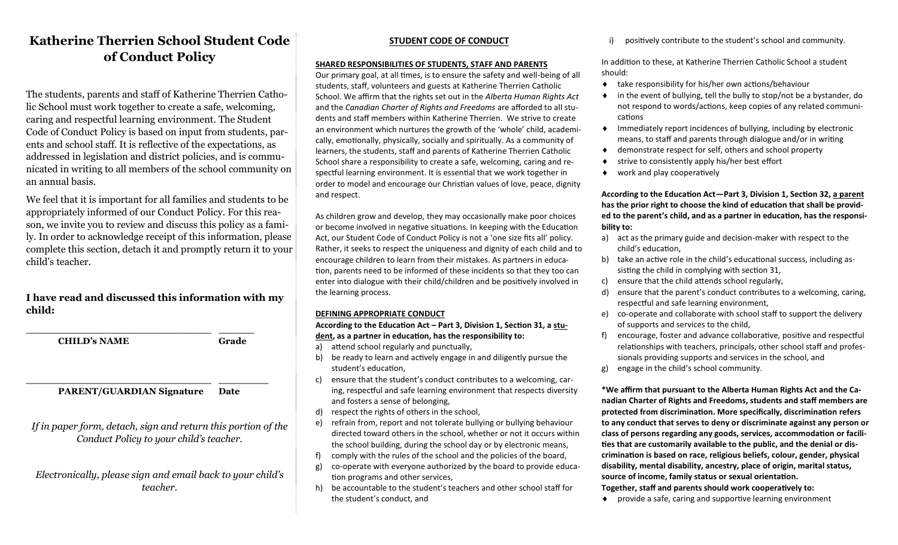# Katherine Therrien School Student Code of Conduct Policy

The students, parents and staff of Katherine Therrien Catholic School must work together to create a safe, welcoming, caring and respectful learning environment. The Student Code of Conduct Policy is based on input from students, parents and school staff. It is reflective of the expectations, as addressed in legislation and district policies, and is communicated in writing to all members of the school community on an annual basis.

We feel that it is important for all families and students to be appropriately informed of our Conduct Policy. For this reason, we invite you to review and discuss this policy as a family. In order to acknowledge receipt of this information, please complete this section, detach it and promptly return it to your child's teacher.

**I have read and discussed this information with my child:**

\_\_\_\_\_\_\_\_\_\_\_\_\_\_\_\_\_\_\_\_\_\_\_\_\_\_\_\_ \_\_\_\_\_\_\_\_

**CHILD's NAME** **Grade**

\_\_\_\_\_\_\_\_\_\_\_\_\_\_\_\_\_\_\_\_\_\_\_\_\_\_\_\_ \_\_\_\_\_\_\_\_

**PARENT/GUARDIAN Signature** **Date**

*If in paper form, detach, sign and return this portion of the Conduct Policy to your child's teacher.*

*Electronically, please sign and email back to your child's teacher.*

## STUDENT CODE OF CONDUCT

### SHARED RESPONSIBILITIES OF STUDENTS, STAFF AND PARENTS

Our primary goal, at all times, is to ensure the safety and well-being of all students, staff, volunteers and guests at Katherine Therrien Catholic School. We affirm that the rights set out in the *Alberta Human Rights Act* and the *Canadian Charter of Rights and Freedoms* are afforded to all students and staff members within Katherine Therrien. We strive to create an environment which nurtures the growth of the 'whole' child, academically, emotionally, physically, socially and spiritually. As a community of learners, the students, staff and parents of Katherine Therrien Catholic School share a responsibility to create a safe, welcoming, caring and respectful learning environment. It is essential that we work together in order to model and encourage our Christian values of love, peace, dignity and respect.

As children grow and develop, they may occasionally make poor choices or become involved in negative situations. In keeping with the Education Act, our Student Code of Conduct Policy is not a 'one size fits all' policy. Rather, it seeks to respect the uniqueness and dignity of each child and to encourage children to learn from their mistakes. As partners in education, parents need to be informed of these incidents so that they too can enter into dialogue with their child/children and be positively involved in the learning process.

### DEFINING APPROPRIATE CONDUCT

**According to the Education Act – Part 3, Division 1, Section 31, a <u>student</u>, as a partner in education, has the responsibility to:**

a) attend school regularly and punctually,
b) be ready to learn and actively engage in and diligently pursue the student's education,
c) ensure that the student's conduct contributes to a welcoming, caring, respectful and safe learning environment that respects diversity and fosters a sense of belonging,
d) respect the rights of others in the school,
e) refrain from, report and not tolerate bullying or bullying behaviour directed toward others in the school, whether or not it occurs within the school building, during the school day or by electronic means,
f) comply with the rules of the school and the policies of the board,
g) co-operate with everyone authorized by the board to provide education programs and other services,
h) be accountable to the student's teachers and other school staff for the student's conduct, and
i) positively contribute to the student's school and community.

In addition to these, at Katherine Therrien Catholic School a student should:

- take responsibility for his/her own actions/behaviour
- in the event of bullying, tell the bully to stop/not be a bystander, do not respond to words/actions, keep copies of any related communications
- Immediately report incidences of bullying, including by electronic means, to staff and parents through dialogue and/or in writing
- demonstrate respect for self, others and school property
- strive to consistently apply his/her best effort
- work and play cooperatively

**According to the Education Act—Part 3, Division 1, Section 32, <u>a parent</u> has the prior right to choose the kind of education that shall be provided to the parent's child, and as a partner in education, has the responsibility to:**

a) act as the primary guide and decision-maker with respect to the child's education,
b) take an active role in the child's educational success, including assisting the child in complying with section 31,
c) ensure that the child attends school regularly,
d) ensure that the parent's conduct contributes to a welcoming, caring, respectful and safe learning environment,
e) co-operate and collaborate with school staff to support the delivery of supports and services to the child,
f) encourage, foster and advance collaborative, positive and respectful relationships with teachers, principals, other school staff and professionals providing supports and services in the school, and
g) engage in the child's school community.

**\*We affirm that pursuant to the Alberta Human Rights Act and the Canadian Charter of Rights and Freedoms, students and staff members are protected from discrimination. More specifically, discrimination refers to any conduct that serves to deny or discriminate against any person or class of persons regarding any goods, services, accommodation or facilities that are customarily available to the public, and the denial or discrimination is based on race, religious beliefs, colour, gender, physical disability, mental disability, ancestry, place of origin, marital status, source of income, family status or sexual orientation.**

**Together, staff and parents should work cooperatively to:**

- provide a safe, caring and supportive learning environment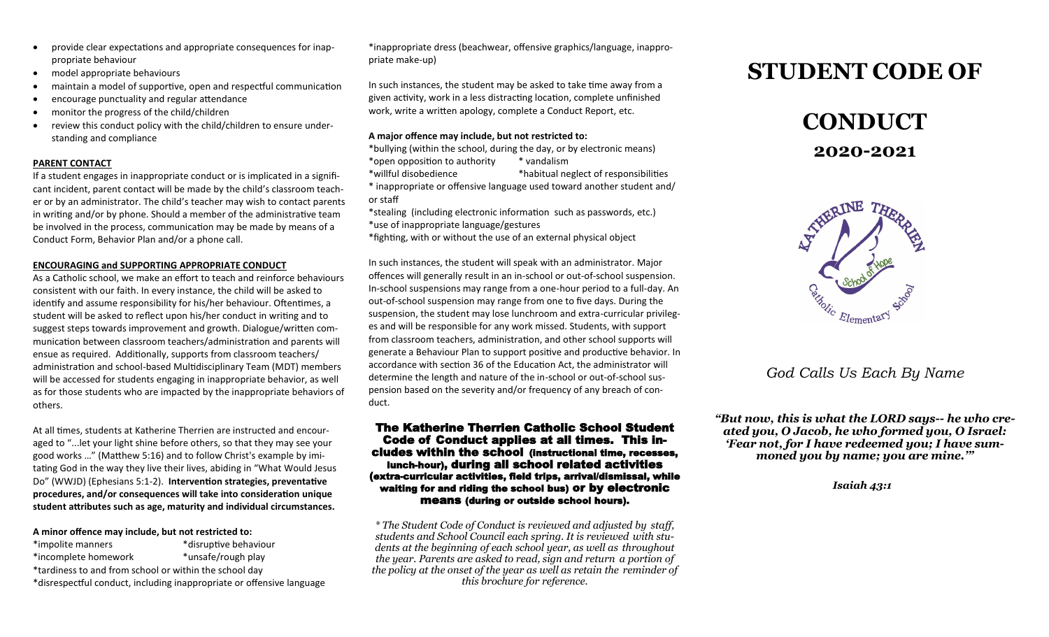- provide clear expectations and appropriate consequences for inappropriate behaviour
- model appropriate behaviours
- maintain a model of supportive, open and respectful communication
- encourage punctuality and regular attendance
- monitor the progress of the child/children
- review this conduct policy with the child/children to ensure understanding and compliance

**PARENT CONTACT**

If a student engages in inappropriate conduct or is implicated in a significant incident, parent contact will be made by the child's classroom teacher or by an administrator. The child's teacher may wish to contact parents in writing and/or by phone. Should a member of the administrative team be involved in the process, communication may be made by means of a Conduct Form, Behavior Plan and/or a phone call.

**ENCOURAGING and SUPPORTING APPROPRIATE CONDUCT**

As a Catholic school, we make an effort to teach and reinforce behaviours consistent with our faith. In every instance, the child will be asked to identify and assume responsibility for his/her behaviour. Oftentimes, a student will be asked to reflect upon his/her conduct in writing and to suggest steps towards improvement and growth. Dialogue/written communication between classroom teachers/administration and parents will ensue as required. Additionally, supports from classroom teachers/administration and school-based Multidisciplinary Team (MDT) members will be accessed for students engaging in inappropriate behavior, as well as for those students who are impacted by the inappropriate behaviors of others.

At all times, students at Katherine Therrien are instructed and encouraged to "...let your light shine before others, so that they may see your good works ..." (Matthew 5:16) and to follow Christ's example by imitating God in the way they live their lives, abiding in "What Would Jesus Do" (WWJD) (Ephesians 5:1-2). **Intervention strategies, preventative procedures, and/or consequences will take into consideration unique student attributes such as age, maturity and individual circumstances.**

**A minor offence may include, but not restricted to:**

*impolite manners
*disruptive behaviour
*incomplete homework
*unsafe/rough play
*tardiness to and from school or within the school day
*disrespectful conduct, including inappropriate or offensive language
*inappropriate dress (beachwear, offensive graphics/language, inappropriate make-up)

In such instances, the student may be asked to take time away from a given activity, work in a less distracting location, complete unfinished work, write a written apology, complete a Conduct Report, etc.

**A major offence may include, but not restricted to:**

*bullying (within the school, during the day, or by electronic means)
*open opposition to authority
* vandalism
*willful disobedience
*habitual neglect of responsibilities
* inappropriate or offensive language used toward another student and/or staff
*stealing (including electronic information such as passwords, etc.)
*use of inappropriate language/gestures
*fighting, with or without the use of an external physical object

In such instances, the student will speak with an administrator. Major offences will generally result in an in-school or out-of-school suspension. In-school suspensions may range from a one-hour period to a full-day. An out-of-school suspension may range from one to five days. During the suspension, the student may lose lunchroom and extra-curricular privileges and will be responsible for any work missed. Students, with support from classroom teachers, administration, and other school supports will generate a Behaviour Plan to support positive and productive behavior. In accordance with section 36 of the Education Act, the administrator will determine the length and nature of the in-school or out-of-school suspension based on the severity and/or frequency of any breach of conduct.

**The Katherine Therrien Catholic School Student Code of Conduct applies at all times. This includes within the school (instructional time, recesses, lunch-hour), during all school related activities (extra-curricular activities, field trips, arrival/dismissal, while waiting for and riding the school bus) or by electronic means (during or outside school hours).**

*\* The Student Code of Conduct is reviewed and adjusted by staff, students and School Council each spring. It is reviewed with students at the beginning of each school year, as well as throughout the year. Parents are asked to read, sign and return a portion of the policy at the onset of the year as well as retain the reminder of this brochure for reference.*

# STUDENT CODE OF CONDUCT

## 2020-2021

Katherine Therrien School of Hope Catholic Elementary School

*God Calls Us Each By Name*

***"But now, this is what the LORD says-- he who created you, O Jacob, he who formed you, O Israel: 'Fear not, for I have redeemed you; I have summoned you by name; you are mine.'"***

***Isaiah 43:1***